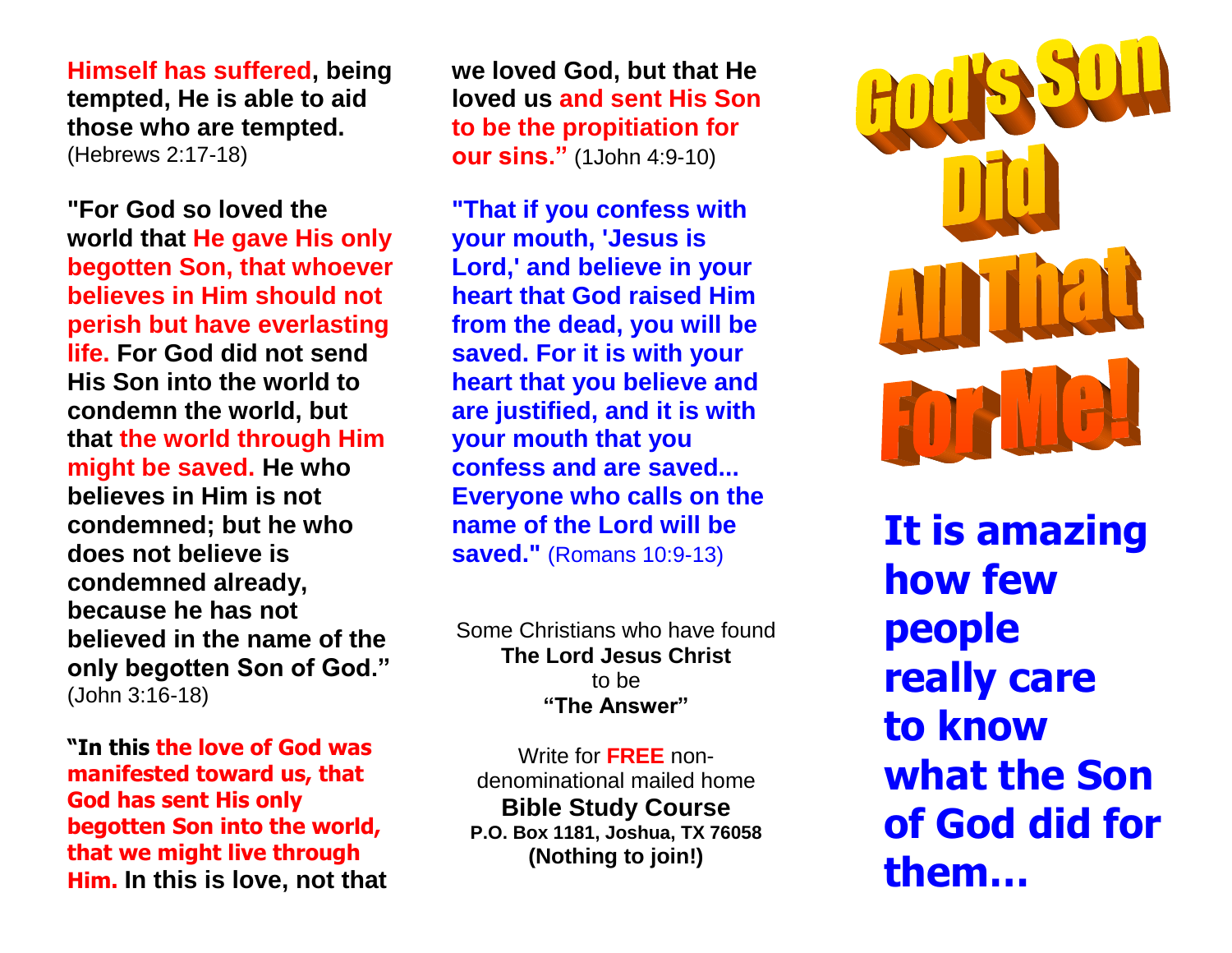**Himself has suffered, being tempted, He is able to aid those who are tempted.** (Hebrews 2:17-18)

**"For God so loved the world that He gave His only begotten Son, that whoever believes in Him should not perish but have everlasting life. For God did not send His Son into the world to condemn the world, but that the world through Him might be saved. He who believes in Him is not condemned; but he who does not believe is condemned already, because he has not believed in the name of the only begotten Son of God."** (John 3:16-18)

**"In this the love of God was manifested toward us, that God has sent His only begotten Son into the world, that we might live through Him. In this is love, not that we loved God, but that He loved us and sent His Son to be the propitiation for our sins."** (1John 4:9-10)

**"That if you confess with your mouth, 'Jesus is Lord,' and believe in your heart that God raised Him from the dead, you will be saved. For it is with your heart that you believe and are justified, and it is with your mouth that you confess and are saved... Everyone who calls on the name of the Lord will be saved."** (Romans 10:9-13)

Some Christians who have found
**The Lord Jesus Christ**
to be
**"The Answer"**

Write for **FREE** non-denominational mailed home
**Bible Study Course**
**P.O. Box 1181, Joshua, TX 76058**
**(Nothing to join!)**

# God's Son Did All That For Me!

**It is amazing how few people really care to know what the Son of God did for them…**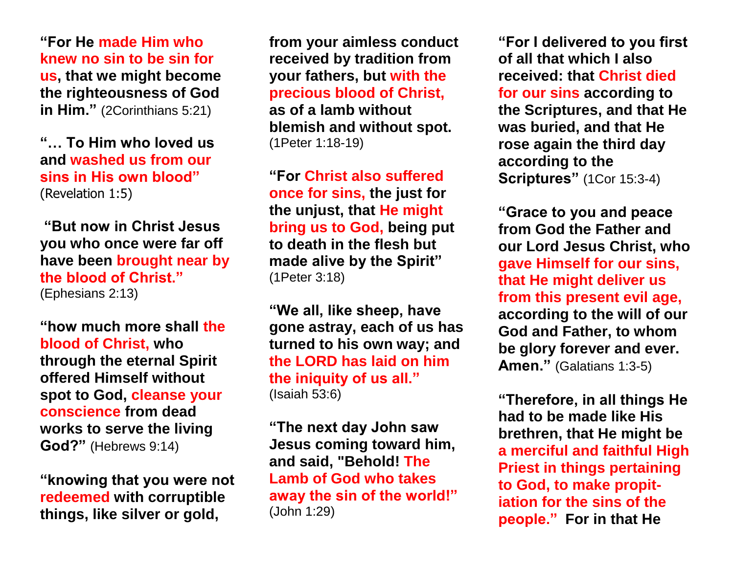**"For He made Him who knew no sin to be sin for us, that we might become the righteousness of God in Him."** (2Corinthians 5:21)

**"… To Him who loved us and washed us from our sins in His own blood"** (Revelation 1:5)

**"But now in Christ Jesus you who once were far off have been brought near by the blood of Christ."** (Ephesians 2:13)

**"how much more shall the blood of Christ, who through the eternal Spirit offered Himself without spot to God, cleanse your conscience from dead works to serve the living God?"** (Hebrews 9:14)

**"knowing that you were not redeemed with corruptible things, like silver or gold, from your aimless conduct received by tradition from your fathers, but with the precious blood of Christ, as of a lamb without blemish and without spot.** (1Peter 1:18-19)

**"For Christ also suffered once for sins, the just for the unjust, that He might bring us to God, being put to death in the flesh but made alive by the Spirit"** (1Peter 3:18)

**"We all, like sheep, have gone astray, each of us has turned to his own way; and the LORD has laid on him the iniquity of us all."** (Isaiah 53:6)

**"The next day John saw Jesus coming toward him, and said, "Behold! The Lamb of God who takes away the sin of the world!"** (John 1:29)

**"For I delivered to you first of all that which I also received: that Christ died for our sins according to the Scriptures, and that He was buried, and that He rose again the third day according to the Scriptures"** (1Cor 15:3-4)

**"Grace to you and peace from God the Father and our Lord Jesus Christ, who gave Himself for our sins, that He might deliver us from this present evil age, according to the will of our God and Father, to whom be glory forever and ever. Amen."** (Galatians 1:3-5)

**"Therefore, in all things He had to be made like His brethren, that He might be a merciful and faithful High Priest in things pertaining to God, to make propitiation for the sins of the people." For in that He**